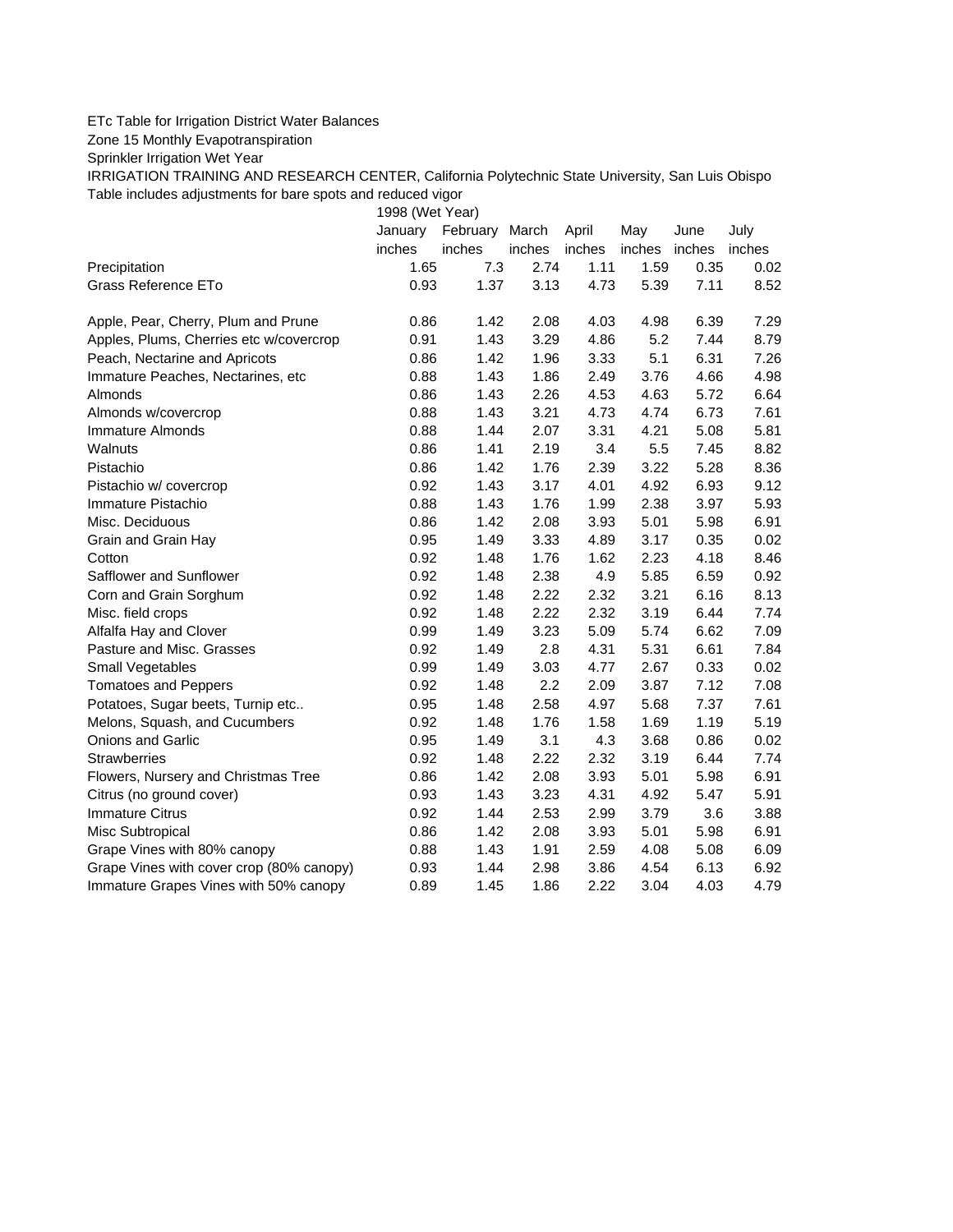ETc Table for Irrigation District Water Balances

Zone 15 Monthly Evapotranspiration

Sprinkler Irrigation Wet Year

IRRIGATION TRAINING AND RESEARCH CENTER, California Polytechnic State University, San Luis Obispo

Table includes adjustments for bare spots and reduced vigor

| | 1998 (Wet Year) | | | | | | |
|---|---|---|---|---|---|---|---|
| | January | February | March | April | May | June | July |
| | inches | inches | inches | inches | inches | inches | inches |
| Precipitation | 1.65 | 7.3 | 2.74 | 1.11 | 1.59 | 0.35 | 0.02 |
| Grass Reference ETo | 0.93 | 1.37 | 3.13 | 4.73 | 5.39 | 7.11 | 8.52 |
| | | | | | | | |
| Apple, Pear, Cherry, Plum and Prune | 0.86 | 1.42 | 2.08 | 4.03 | 4.98 | 6.39 | 7.29 |
| Apples, Plums, Cherries etc w/covercrop | 0.91 | 1.43 | 3.29 | 4.86 | 5.2 | 7.44 | 8.79 |
| Peach, Nectarine and Apricots | 0.86 | 1.42 | 1.96 | 3.33 | 5.1 | 6.31 | 7.26 |
| Immature Peaches, Nectarines, etc | 0.88 | 1.43 | 1.86 | 2.49 | 3.76 | 4.66 | 4.98 |
| Almonds | 0.86 | 1.43 | 2.26 | 4.53 | 4.63 | 5.72 | 6.64 |
| Almonds w/covercrop | 0.88 | 1.43 | 3.21 | 4.73 | 4.74 | 6.73 | 7.61 |
| Immature Almonds | 0.88 | 1.44 | 2.07 | 3.31 | 4.21 | 5.08 | 5.81 |
| Walnuts | 0.86 | 1.41 | 2.19 | 3.4 | 5.5 | 7.45 | 8.82 |
| Pistachio | 0.86 | 1.42 | 1.76 | 2.39 | 3.22 | 5.28 | 8.36 |
| Pistachio w/ covercrop | 0.92 | 1.43 | 3.17 | 4.01 | 4.92 | 6.93 | 9.12 |
| Immature Pistachio | 0.88 | 1.43 | 1.76 | 1.99 | 2.38 | 3.97 | 5.93 |
| Misc. Deciduous | 0.86 | 1.42 | 2.08 | 3.93 | 5.01 | 5.98 | 6.91 |
| Grain and Grain Hay | 0.95 | 1.49 | 3.33 | 4.89 | 3.17 | 0.35 | 0.02 |
| Cotton | 0.92 | 1.48 | 1.76 | 1.62 | 2.23 | 4.18 | 8.46 |
| Safflower and Sunflower | 0.92 | 1.48 | 2.38 | 4.9 | 5.85 | 6.59 | 0.92 |
| Corn and Grain Sorghum | 0.92 | 1.48 | 2.22 | 2.32 | 3.21 | 6.16 | 8.13 |
| Misc. field crops | 0.92 | 1.48 | 2.22 | 2.32 | 3.19 | 6.44 | 7.74 |
| Alfalfa Hay and Clover | 0.99 | 1.49 | 3.23 | 5.09 | 5.74 | 6.62 | 7.09 |
| Pasture and Misc. Grasses | 0.92 | 1.49 | 2.8 | 4.31 | 5.31 | 6.61 | 7.84 |
| Small Vegetables | 0.99 | 1.49 | 3.03 | 4.77 | 2.67 | 0.33 | 0.02 |
| Tomatoes and Peppers | 0.92 | 1.48 | 2.2 | 2.09 | 3.87 | 7.12 | 7.08 |
| Potatoes, Sugar beets, Turnip etc.. | 0.95 | 1.48 | 2.58 | 4.97 | 5.68 | 7.37 | 7.61 |
| Melons, Squash, and Cucumbers | 0.92 | 1.48 | 1.76 | 1.58 | 1.69 | 1.19 | 5.19 |
| Onions and Garlic | 0.95 | 1.49 | 3.1 | 4.3 | 3.68 | 0.86 | 0.02 |
| Strawberries | 0.92 | 1.48 | 2.22 | 2.32 | 3.19 | 6.44 | 7.74 |
| Flowers, Nursery and Christmas Tree | 0.86 | 1.42 | 2.08 | 3.93 | 5.01 | 5.98 | 6.91 |
| Citrus (no ground cover) | 0.93 | 1.43 | 3.23 | 4.31 | 4.92 | 5.47 | 5.91 |
| Immature Citrus | 0.92 | 1.44 | 2.53 | 2.99 | 3.79 | 3.6 | 3.88 |
| Misc Subtropical | 0.86 | 1.42 | 2.08 | 3.93 | 5.01 | 5.98 | 6.91 |
| Grape Vines with 80% canopy | 0.88 | 1.43 | 1.91 | 2.59 | 4.08 | 5.08 | 6.09 |
| Grape Vines with cover crop (80% canopy) | 0.93 | 1.44 | 2.98 | 3.86 | 4.54 | 6.13 | 6.92 |
| Immature Grapes Vines with 50% canopy | 0.89 | 1.45 | 1.86 | 2.22 | 3.04 | 4.03 | 4.79 |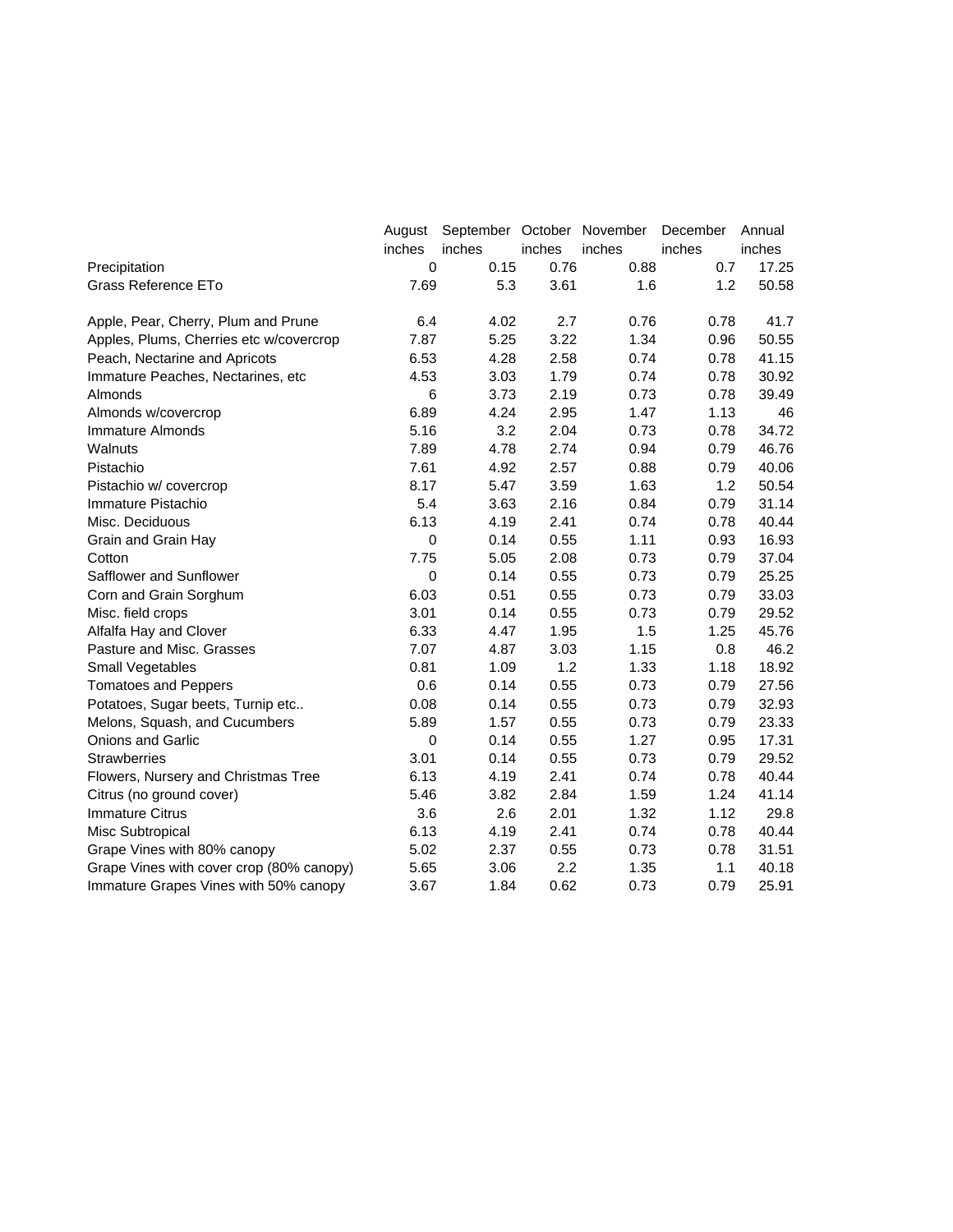| | August inches | September inches | October inches | November inches | December inches | Annual inches |
|---|---|---|---|---|---|---|
| Precipitation | 0 | 0.15 | 0.76 | 0.88 | 0.7 | 17.25 |
| Grass Reference ETo | 7.69 | 5.3 | 3.61 | 1.6 | 1.2 | 50.58 |
| | | | | | | |
| Apple, Pear, Cherry, Plum and Prune | 6.4 | 4.02 | 2.7 | 0.76 | 0.78 | 41.7 |
| Apples, Plums, Cherries etc w/covercrop | 7.87 | 5.25 | 3.22 | 1.34 | 0.96 | 50.55 |
| Peach, Nectarine and Apricots | 6.53 | 4.28 | 2.58 | 0.74 | 0.78 | 41.15 |
| Immature Peaches, Nectarines, etc | 4.53 | 3.03 | 1.79 | 0.74 | 0.78 | 30.92 |
| Almonds | 6 | 3.73 | 2.19 | 0.73 | 0.78 | 39.49 |
| Almonds w/covercrop | 6.89 | 4.24 | 2.95 | 1.47 | 1.13 | 46 |
| Immature Almonds | 5.16 | 3.2 | 2.04 | 0.73 | 0.78 | 34.72 |
| Walnuts | 7.89 | 4.78 | 2.74 | 0.94 | 0.79 | 46.76 |
| Pistachio | 7.61 | 4.92 | 2.57 | 0.88 | 0.79 | 40.06 |
| Pistachio w/ covercrop | 8.17 | 5.47 | 3.59 | 1.63 | 1.2 | 50.54 |
| Immature Pistachio | 5.4 | 3.63 | 2.16 | 0.84 | 0.79 | 31.14 |
| Misc. Deciduous | 6.13 | 4.19 | 2.41 | 0.74 | 0.78 | 40.44 |
| Grain and Grain Hay | 0 | 0.14 | 0.55 | 1.11 | 0.93 | 16.93 |
| Cotton | 7.75 | 5.05 | 2.08 | 0.73 | 0.79 | 37.04 |
| Safflower and Sunflower | 0 | 0.14 | 0.55 | 0.73 | 0.79 | 25.25 |
| Corn and Grain Sorghum | 6.03 | 0.51 | 0.55 | 0.73 | 0.79 | 33.03 |
| Misc. field crops | 3.01 | 0.14 | 0.55 | 0.73 | 0.79 | 29.52 |
| Alfalfa Hay and Clover | 6.33 | 4.47 | 1.95 | 1.5 | 1.25 | 45.76 |
| Pasture and Misc. Grasses | 7.07 | 4.87 | 3.03 | 1.15 | 0.8 | 46.2 |
| Small Vegetables | 0.81 | 1.09 | 1.2 | 1.33 | 1.18 | 18.92 |
| Tomatoes and Peppers | 0.6 | 0.14 | 0.55 | 0.73 | 0.79 | 27.56 |
| Potatoes, Sugar beets, Turnip etc.. | 0.08 | 0.14 | 0.55 | 0.73 | 0.79 | 32.93 |
| Melons, Squash, and Cucumbers | 5.89 | 1.57 | 0.55 | 0.73 | 0.79 | 23.33 |
| Onions and Garlic | 0 | 0.14 | 0.55 | 1.27 | 0.95 | 17.31 |
| Strawberries | 3.01 | 0.14 | 0.55 | 0.73 | 0.79 | 29.52 |
| Flowers, Nursery and Christmas Tree | 6.13 | 4.19 | 2.41 | 0.74 | 0.78 | 40.44 |
| Citrus (no ground cover) | 5.46 | 3.82 | 2.84 | 1.59 | 1.24 | 41.14 |
| Immature Citrus | 3.6 | 2.6 | 2.01 | 1.32 | 1.12 | 29.8 |
| Misc Subtropical | 6.13 | 4.19 | 2.41 | 0.74 | 0.78 | 40.44 |
| Grape Vines with 80% canopy | 5.02 | 2.37 | 0.55 | 0.73 | 0.78 | 31.51 |
| Grape Vines with cover crop (80% canopy) | 5.65 | 3.06 | 2.2 | 1.35 | 1.1 | 40.18 |
| Immature Grapes Vines with 50% canopy | 3.67 | 1.84 | 0.62 | 0.73 | 0.79 | 25.91 |